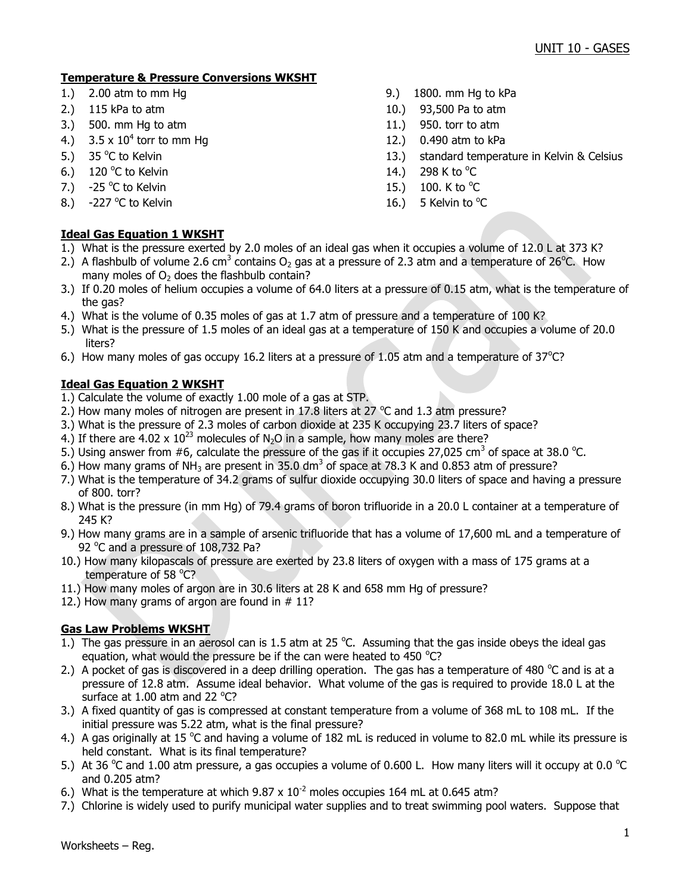UNIT 10 - GASES

## Temperature & Pressure Conversions WKSHT

1.) 2.00 atm to mm Hg
2.) 115 kPa to atm
3.) 500. mm Hg to atm
4.) $3.5 \times 10^4$ torr to mm Hg
5.) 35 °C to Kelvin
6.) 120 °C to Kelvin
7.) -25 °C to Kelvin
8.) -227 °C to Kelvin
9.) 1800. mm Hg to kPa
10.) 93,500 Pa to atm
11.) 950. torr to atm
12.) 0.490 atm to kPa
13.) standard temperature in Kelvin & Celsius
14.) 298 K to °C
15.) 100. K to °C
16.) 5 Kelvin to °C

## Ideal Gas Equation 1 WKSHT

1.) What is the pressure exerted by 2.0 moles of an ideal gas when it occupies a volume of 12.0 L at 373 K?
2.) A flashbulb of volume 2.6 $cm^3$ contains $O_2$ gas at a pressure of 2.3 atm and a temperature of 26°C. How many moles of $O_2$ does the flashbulb contain?
3.) If 0.20 moles of helium occupies a volume of 64.0 liters at a pressure of 0.15 atm, what is the temperature of the gas?
4.) What is the volume of 0.35 moles of gas at 1.7 atm of pressure and a temperature of 100 K?
5.) What is the pressure of 1.5 moles of an ideal gas at a temperature of 150 K and occupies a volume of 20.0 liters?
6.) How many moles of gas occupy 16.2 liters at a pressure of 1.05 atm and a temperature of 37°C?

## Ideal Gas Equation 2 WKSHT

1.) Calculate the volume of exactly 1.00 mole of a gas at STP.
2.) How many moles of nitrogen are present in 17.8 liters at 27 °C and 1.3 atm pressure?
3.) What is the pressure of 2.3 moles of carbon dioxide at 235 K occupying 23.7 liters of space?
4.) If there are $4.02 \times 10^{23}$ molecules of $N_2O$ in a sample, how many moles are there?
5.) Using answer from #6, calculate the pressure of the gas if it occupies 27,025 $cm^3$ of space at 38.0 °C.
6.) How many grams of $NH_3$ are present in 35.0 $dm^3$ of space at 78.3 K and 0.853 atm of pressure?
7.) What is the temperature of 34.2 grams of sulfur dioxide occupying 30.0 liters of space and having a pressure of 800. torr?
8.) What is the pressure (in mm Hg) of 79.4 grams of boron trifluoride in a 20.0 L container at a temperature of 245 K?
9.) How many grams are in a sample of arsenic trifluoride that has a volume of 17,600 mL and a temperature of 92 °C and a pressure of 108,732 Pa?
10.) How many kilopascals of pressure are exerted by 23.8 liters of oxygen with a mass of 175 grams at a temperature of 58 °C?
11.) How many moles of argon are in 30.6 liters at 28 K and 658 mm Hg of pressure?
12.) How many grams of argon are found in # 11?

## Gas Law Problems WKSHT

1.) The gas pressure in an aerosol can is 1.5 atm at 25 °C. Assuming that the gas inside obeys the ideal gas equation, what would the pressure be if the can were heated to 450 °C?
2.) A pocket of gas is discovered in a deep drilling operation. The gas has a temperature of 480 °C and is at a pressure of 12.8 atm. Assume ideal behavior. What volume of the gas is required to provide 18.0 L at the surface at 1.00 atm and 22 °C?
3.) A fixed quantity of gas is compressed at constant temperature from a volume of 368 mL to 108 mL. If the initial pressure was 5.22 atm, what is the final pressure?
4.) A gas originally at 15 °C and having a volume of 182 mL is reduced in volume to 82.0 mL while its pressure is held constant. What is its final temperature?
5.) At 36 °C and 1.00 atm pressure, a gas occupies a volume of 0.600 L. How many liters will it occupy at 0.0 °C and 0.205 atm?
6.) What is the temperature at which $9.87 \times 10^{-2}$ moles occupies 164 mL at 0.645 atm?
7.) Chlorine is widely used to purify municipal water supplies and to treat swimming pool waters. Suppose that

Worksheets – Reg.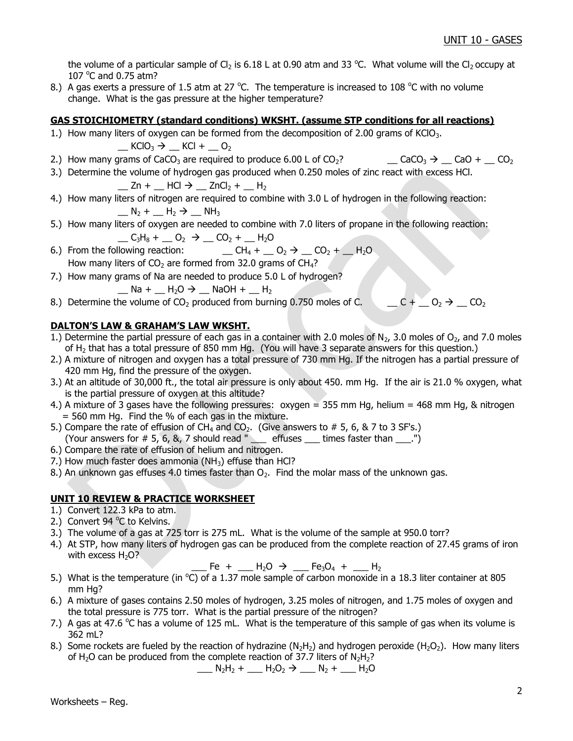the volume of a particular sample of $Cl_2$ is 6.18 L at 0.90 atm and 33 °C. What volume will the $Cl_2$ occupy at 107 °C and 0.75 atm?

8.) A gas exerts a pressure of 1.5 atm at 27 °C. The temperature is increased to 108 °C with no volume change. What is the gas pressure at the higher temperature?

**GAS STOICHIOMETRY (standard conditions) WKSHT. (assume STP conditions for all reactions)**

1.) How many liters of oxygen can be formed from the decomposition of 2.00 grams of $KClO_3$.

__ $KClO_3$ → __ $KCl$ + __ $O_2$

2.) How many grams of $CaCO_3$ are required to produce 6.00 L of $CO_2$? __ $CaCO_3$ → __ $CaO$ + __ $CO_2$

3.) Determine the volume of hydrogen gas produced when 0.250 moles of zinc react with excess HCl.

__ $Zn$ + __ $HCl$ → __ $ZnCl_2$ + __ $H_2$

4.) How many liters of nitrogen are required to combine with 3.0 L of hydrogen in the following reaction:

__ $N_2$ + __ $H_2$ → __ $NH_3$

5.) How many liters of oxygen are needed to combine with 7.0 liters of propane in the following reaction:

__ $C_3H_8$ + __ $O_2$ → __ $CO_2$ + __ $H_2O$

6.) From the following reaction: __ $CH_4$ + __ $O_2$ → __ $CO_2$ + __ $H_2O$
How many liters of $CO_2$ are formed from 32.0 grams of $CH_4$?

7.) How many grams of Na are needed to produce 5.0 L of hydrogen?

__ $Na$ + __ $H_2O$ → __ $NaOH$ + __ $H_2$

8.) Determine the volume of $CO_2$ produced from burning 0.750 moles of C. __ $C$ + __ $O_2$ → __ $CO_2$

**DALTON'S LAW & GRAHAM'S LAW WKSHT.**

1.) Determine the partial pressure of each gas in a container with 2.0 moles of $N_2$, 3.0 moles of $O_2$, and 7.0 moles of $H_2$ that has a total pressure of 850 mm Hg. (You will have 3 separate answers for this question.)

2.) A mixture of nitrogen and oxygen has a total pressure of 730 mm Hg. If the nitrogen has a partial pressure of 420 mm Hg, find the pressure of the oxygen.

3.) At an altitude of 30,000 ft., the total air pressure is only about 450. mm Hg. If the air is 21.0 % oxygen, what is the partial pressure of oxygen at this altitude?

4.) A mixture of 3 gases have the following pressures: oxygen = 355 mm Hg, helium = 468 mm Hg, & nitrogen = 560 mm Hg. Find the % of each gas in the mixture.

5.) Compare the rate of effusion of $CH_4$ and $CO_2$. (Give answers to # 5, 6, & 7 to 3 SF's.)
(Your answers for # 5, 6, &, 7 should read " ___ effuses ___ times faster than ___.")

6.) Compare the rate of effusion of helium and nitrogen.

7.) How much faster does ammonia ($NH_3$) effuse than HCl?

8.) An unknown gas effuses 4.0 times faster than $O_2$. Find the molar mass of the unknown gas.

**UNIT 10 REVIEW & PRACTICE WORKSHEET**

1.) Convert 122.3 kPa to atm.

2.) Convert 94 °C to Kelvins.

3.) The volume of a gas at 725 torr is 275 mL. What is the volume of the sample at 950.0 torr?

4.) At STP, how many liters of hydrogen gas can be produced from the complete reaction of 27.45 grams of iron with excess $H_2O$?

___ $Fe$ + ___ $H_2O$ → ___ $Fe_3O_4$ + ___ $H_2$

5.) What is the temperature (in °C) of a 1.37 mole sample of carbon monoxide in a 18.3 liter container at 805 mm Hg?

6.) A mixture of gases contains 2.50 moles of hydrogen, 3.25 moles of nitrogen, and 1.75 moles of oxygen and the total pressure is 775 torr. What is the partial pressure of the nitrogen?

7.) A gas at 47.6 °C has a volume of 125 mL. What is the temperature of this sample of gas when its volume is 362 mL?

8.) Some rockets are fueled by the reaction of hydrazine ($N_2H_2$) and hydrogen peroxide ($H_2O_2$). How many liters of $H_2O$ can be produced from the complete reaction of 37.7 liters of $N_2H_2$?

___ $N_2H_2$ + ___ $H_2O_2$ → ___ $N_2$ + ___ $H_2O$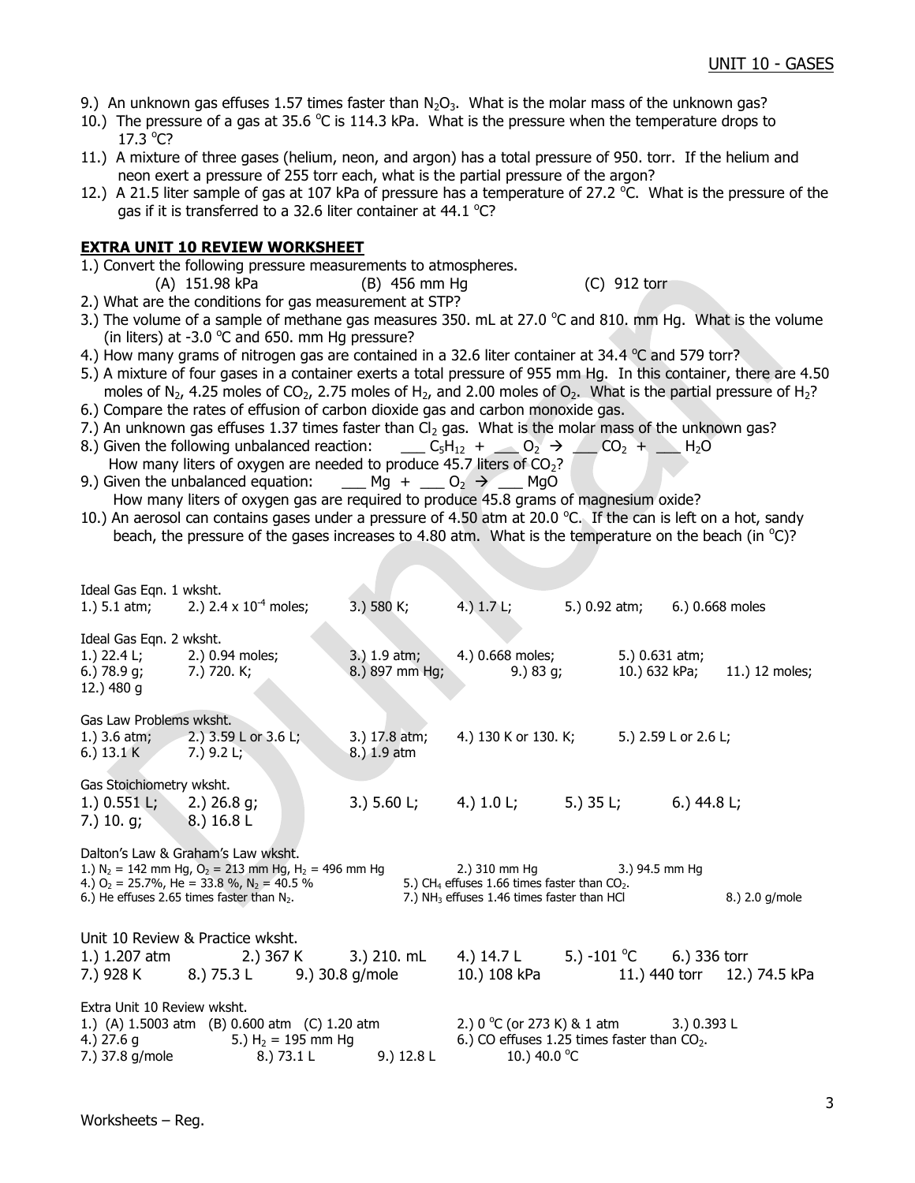9.) An unknown gas effuses 1.57 times faster than $N_2O_3$. What is the molar mass of the unknown gas?

10.) The pressure of a gas at 35.6 °C is 114.3 kPa. What is the pressure when the temperature drops to 17.3 °C?

11.) A mixture of three gases (helium, neon, and argon) has a total pressure of 950. torr. If the helium and neon exert a pressure of 255 torr each, what is the partial pressure of the argon?

12.) A 21.5 liter sample of gas at 107 kPa of pressure has a temperature of 27.2 °C. What is the pressure of the gas if it is transferred to a 32.6 liter container at 44.1 °C?

## EXTRA UNIT 10 REVIEW WORKSHEET

1.) Convert the following pressure measurements to atmospheres.

(A) 151.98 kPa (B) 456 mm Hg (C) 912 torr

2.) What are the conditions for gas measurement at STP?

3.) The volume of a sample of methane gas measures 350. mL at 27.0 °C and 810. mm Hg. What is the volume (in liters) at -3.0 °C and 650. mm Hg pressure?

4.) How many grams of nitrogen gas are contained in a 32.6 liter container at 34.4 °C and 579 torr?

5.) A mixture of four gases in a container exerts a total pressure of 955 mm Hg. In this container, there are 4.50 moles of $N_2$, 4.25 moles of $CO_2$, 2.75 moles of $H_2$, and 2.00 moles of $O_2$. What is the partial pressure of $H_2$?

6.) Compare the rates of effusion of carbon dioxide gas and carbon monoxide gas.

7.) An unknown gas effuses 1.37 times faster than $Cl_2$ gas. What is the molar mass of the unknown gas?

8.) Given the following unbalanced reaction: ___ $C_5H_{12}$ + ___ $O_2$ → ___ $CO_2$ + ___ $H_2O$

How many liters of oxygen are needed to produce 45.7 liters of $CO_2$?

9.) Given the unbalanced equation: ___ Mg + ___ $O_2$ → ___ MgO

How many liters of oxygen gas are required to produce 45.8 grams of magnesium oxide?

10.) An aerosol can contains gases under a pressure of 4.50 atm at 20.0 °C. If the can is left on a hot, sandy beach, the pressure of the gases increases to 4.80 atm. What is the temperature on the beach (in °C)?

Ideal Gas Eqn. 1 wksht.
1.) 5.1 atm; 2.) $2.4 \times 10^{-4}$ moles; 3.) 580 K; 4.) 1.7 L; 5.) 0.92 atm; 6.) 0.668 moles

Ideal Gas Eqn. 2 wksht.
1.) 22.4 L; 2.) 0.94 moles; 3.) 1.9 atm; 4.) 0.668 moles; 5.) 0.631 atm; 6.) 78.9 g; 7.) 720. K; 8.) 897 mm Hg; 9.) 83 g; 10.) 632 kPa; 11.) 12 moles; 12.) 480 g

Gas Law Problems wksht.
1.) 3.6 atm; 2.) 3.59 L or 3.6 L; 3.) 17.8 atm; 4.) 130 K or 130. K; 5.) 2.59 L or 2.6 L; 6.) 13.1 K 7.) 9.2 L; 8.) 1.9 atm

Gas Stoichiometry wksht.
1.) 0.551 L; 2.) 26.8 g; 3.) 5.60 L; 4.) 1.0 L; 5.) 35 L; 6.) 44.8 L; 7.) 10. g; 8.) 16.8 L

Dalton's Law & Graham's Law wksht.
1.) $N_2$ = 142 mm Hg, $O_2$ = 213 mm Hg, $H_2$ = 496 mm Hg 2.) 310 mm Hg 3.) 94.5 mm Hg
4.) $O_2$ = 25.7%, He = 33.8 %, $N_2$ = 40.5 % 5.) $CH_4$ effuses 1.66 times faster than $CO_2$.
6.) He effuses 2.65 times faster than $N_2$. 7.) $NH_3$ effuses 1.46 times faster than HCl 8.) 2.0 g/mole

Unit 10 Review & Practice wksht.
1.) 1.207 atm 2.) 367 K 3.) 210. mL 4.) 14.7 L 5.) -101 °C 6.) 336 torr
7.) 928 K 8.) 75.3 L 9.) 30.8 g/mole 10.) 108 kPa 11.) 440 torr 12.) 74.5 kPa

Extra Unit 10 Review wksht.
1.) (A) 1.5003 atm (B) 0.600 atm (C) 1.20 atm 2.) 0 °C (or 273 K) & 1 atm 3.) 0.393 L
4.) 27.6 g 5.) $H_2$ = 195 mm Hg 6.) CO effuses 1.25 times faster than $CO_2$.
7.) 37.8 g/mole 8.) 73.1 L 9.) 12.8 L 10.) 40.0 °C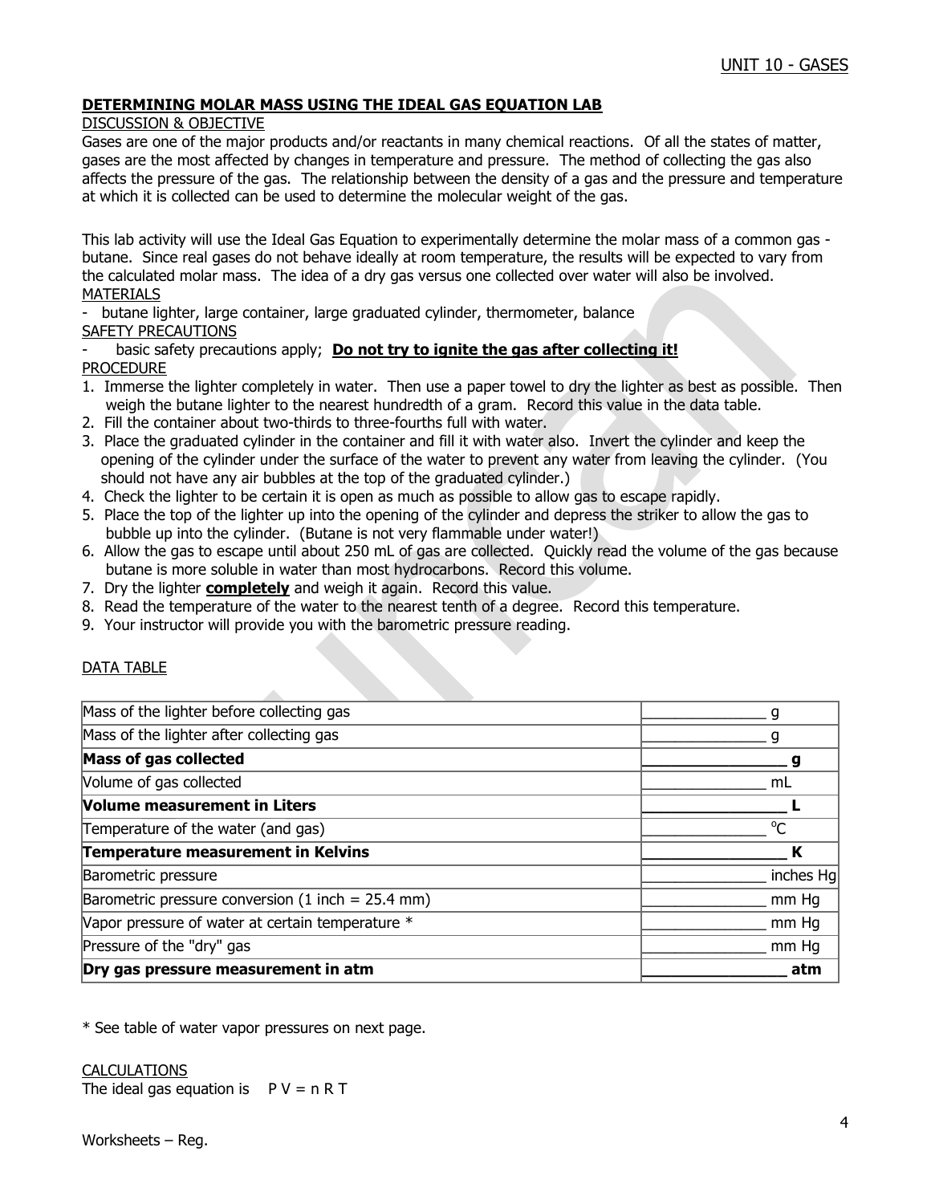## DETERMINING MOLAR MASS USING THE IDEAL GAS EQUATION LAB

DISCUSSION & OBJECTIVE

Gases are one of the major products and/or reactants in many chemical reactions. Of all the states of matter, gases are the most affected by changes in temperature and pressure. The method of collecting the gas also affects the pressure of the gas. The relationship between the density of a gas and the pressure and temperature at which it is collected can be used to determine the molecular weight of the gas.

This lab activity will use the Ideal Gas Equation to experimentally determine the molar mass of a common gas - butane. Since real gases do not behave ideally at room temperature, the results will be expected to vary from the calculated molar mass. The idea of a dry gas versus one collected over water will also be involved.

MATERIALS

- butane lighter, large container, large graduated cylinder, thermometer, balance

SAFETY PRECAUTIONS

- basic safety precautions apply; **Do not try to ignite the gas after collecting it!**

PROCEDURE

1. Immerse the lighter completely in water. Then use a paper towel to dry the lighter as best as possible. Then weigh the butane lighter to the nearest hundredth of a gram. Record this value in the data table.
2. Fill the container about two-thirds to three-fourths full with water.
3. Place the graduated cylinder in the container and fill it with water also. Invert the cylinder and keep the opening of the cylinder under the surface of the water to prevent any water from leaving the cylinder. (You should not have any air bubbles at the top of the graduated cylinder.)
4. Check the lighter to be certain it is open as much as possible to allow gas to escape rapidly.
5. Place the top of the lighter up into the opening of the cylinder and depress the striker to allow the gas to bubble up into the cylinder. (Butane is not very flammable under water!)
6. Allow the gas to escape until about 250 mL of gas are collected. Quickly read the volume of the gas because butane is more soluble in water than most hydrocarbons. Record this volume.
7. Dry the lighter **completely** and weigh it again. Record this value.
8. Read the temperature of the water to the nearest tenth of a degree. Record this temperature.
9. Your instructor will provide you with the barometric pressure reading.

DATA TABLE

| | |
|---|---|
| Mass of the lighter before collecting gas | _______________ g |
| Mass of the lighter after collecting gas | _______________ g |
| **Mass of gas collected** | **_______________ g** |
| Volume of gas collected | _______________ mL |
| **Volume measurement in Liters** | **_______________ L** |
| Temperature of the water (and gas) | _______________ °C |
| **Temperature measurement in Kelvins** | **_______________ K** |
| Barometric pressure | _______________ inches Hg |
| Barometric pressure conversion (1 inch = 25.4 mm) | _______________ mm Hg |
| Vapor pressure of water at certain temperature * | _______________ mm Hg |
| Pressure of the "dry" gas | _______________ mm Hg |
| **Dry gas pressure measurement in atm** | **_______________ atm** |

* See table of water vapor pressures on next page.

CALCULATIONS

The ideal gas equation is $PV = nRT$

Worksheets – Reg.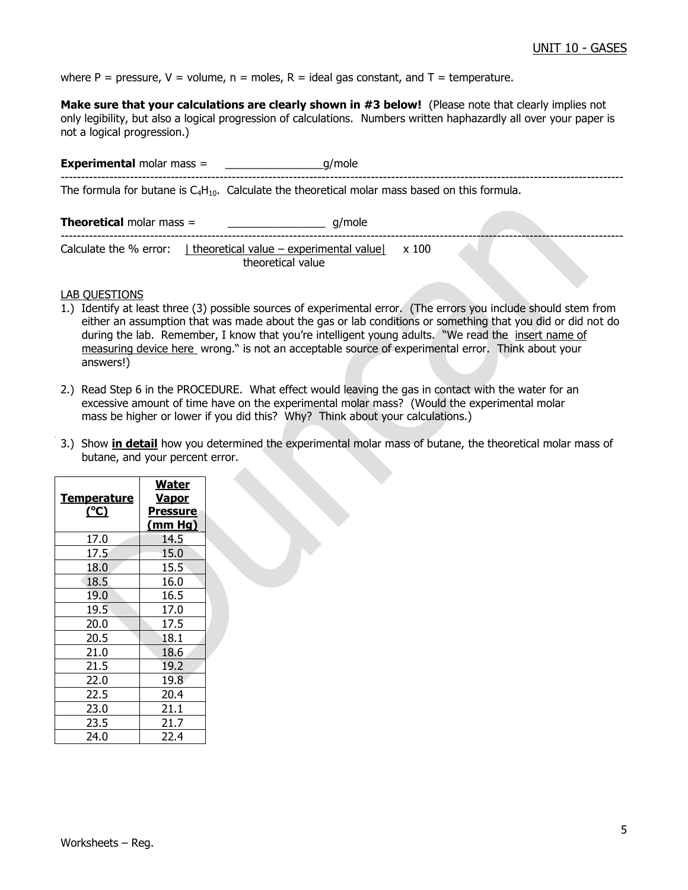where P = pressure, V = volume, n = moles, R = ideal gas constant, and T = temperature.

**Make sure that your calculations are clearly shown in #3 below!** (Please note that clearly implies not only legibility, but also a logical progression of calculations. Numbers written haphazardly all over your paper is not a logical progression.)

**Experimental** molar mass = ________________g/mole

---

The formula for butane is $C_4H_{10}$. Calculate the theoretical molar mass based on this formula.

**Theoretical** molar mass = ________________ g/mole

---

Calculate the % error:

$$\frac{|\text{ theoretical value} - \text{experimental value}|}{\text{theoretical value}} \times 100$$

LAB QUESTIONS

1.) Identify at least three (3) possible sources of experimental error. (The errors you include should stem from either an assumption that was made about the gas or lab conditions or something that you did or did not do during the lab. Remember, I know that you're intelligent young adults. "We read the insert name of measuring device here wrong." is not an acceptable source of experimental error. Think about your answers!)

2.) Read Step 6 in the PROCEDURE. What effect would leaving the gas in contact with the water for an excessive amount of time have on the experimental molar mass? (Would the experimental molar mass be higher or lower if you did this? Why? Think about your calculations.)

3.) Show **in detail** how you determined the experimental molar mass of butane, the theoretical molar mass of butane, and your percent error.

| Temperature (°C) | Water Vapor Pressure (mm Hg) |
|---|---|
| 17.0 | 14.5 |
| 17.5 | 15.0 |
| 18.0 | 15.5 |
| 18.5 | 16.0 |
| 19.0 | 16.5 |
| 19.5 | 17.0 |
| 20.0 | 17.5 |
| 20.5 | 18.1 |
| 21.0 | 18.6 |
| 21.5 | 19.2 |
| 22.0 | 19.8 |
| 22.5 | 20.4 |
| 23.0 | 21.1 |
| 23.5 | 21.7 |
| 24.0 | 22.4 |